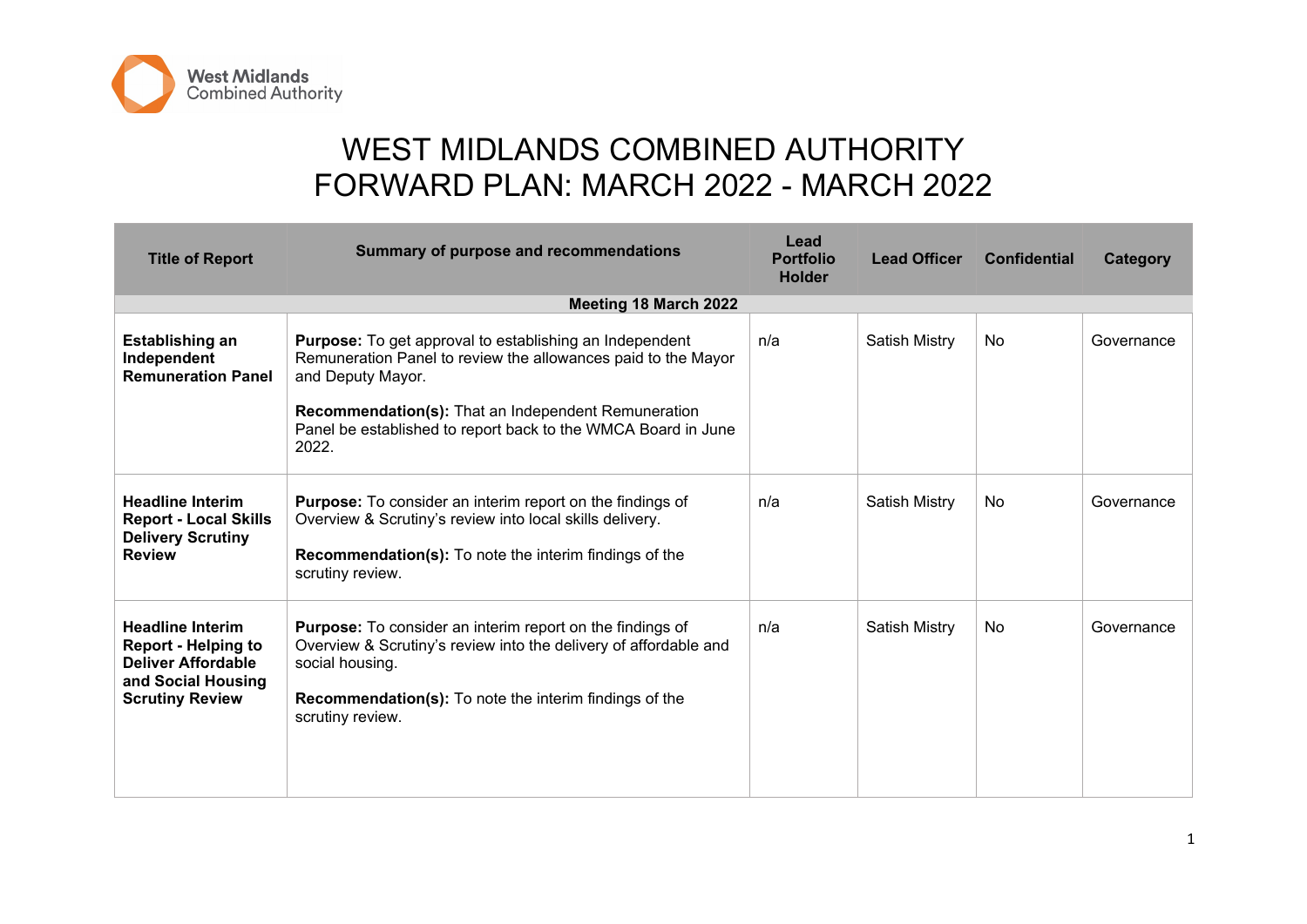# WEST MIDLANDS COMBINED AUTHORITY
# FORWARD PLAN: MARCH 2022 - MARCH 2022

| Title of Report | Summary of purpose and recommendations | Lead Portfolio Holder | Lead Officer | Confidential | Category |
|---|---|---|---|---|---|
| **Meeting 18 March 2022** | | | | | |
| **Establishing an Independent Remuneration Panel** | **Purpose:** To get approval to establishing an Independent Remuneration Panel to review the allowances paid to the Mayor and Deputy Mayor.<br><br>**Recommendation(s):** That an Independent Remuneration Panel be established to report back to the WMCA Board in June 2022. | n/a | Satish Mistry | No | Governance |
| **Headline Interim Report - Local Skills Delivery Scrutiny Review** | **Purpose:** To consider an interim report on the findings of Overview & Scrutiny's review into local skills delivery.<br><br>**Recommendation(s):** To note the interim findings of the scrutiny review. | n/a | Satish Mistry | No | Governance |
| **Headline Interim Report - Helping to Deliver Affordable and Social Housing Scrutiny Review** | **Purpose:** To consider an interim report on the findings of Overview & Scrutiny's review into the delivery of affordable and social housing.<br><br>**Recommendation(s):** To note the interim findings of the scrutiny review. | n/a | Satish Mistry | No | Governance |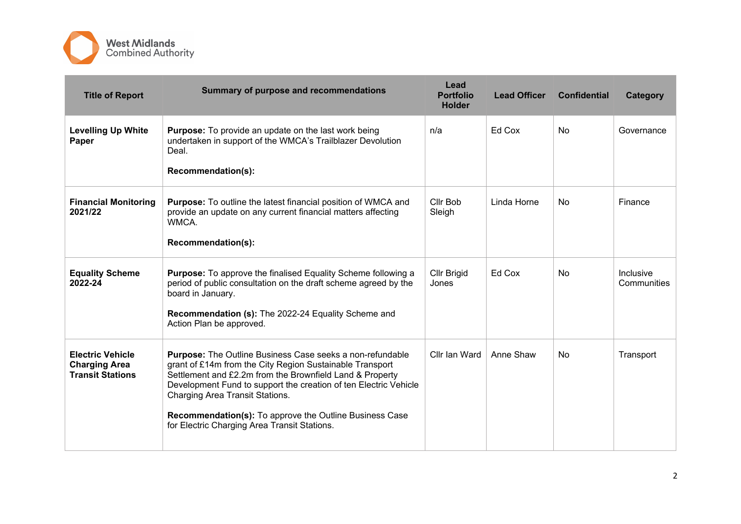| Title of Report | Summary of purpose and recommendations | Lead Portfolio Holder | Lead Officer | Confidential | Category |
|---|---|---|---|---|---|
| **Levelling Up White Paper** | **Purpose:** To provide an update on the last work being undertaken in support of the WMCA's Trailblazer Devolution Deal.<br><br>**Recommendation(s):** | n/a | Ed Cox | No | Governance |
| **Financial Monitoring 2021/22** | **Purpose:** To outline the latest financial position of WMCA and provide an update on any current financial matters affecting WMCA.<br><br>**Recommendation(s):** | Cllr Bob Sleigh | Linda Horne | No | Finance |
| **Equality Scheme 2022-24** | **Purpose:** To approve the finalised Equality Scheme following a period of public consultation on the draft scheme agreed by the board in January.<br><br>**Recommendation (s):** The 2022-24 Equality Scheme and Action Plan be approved. | Cllr Brigid Jones | Ed Cox | No | Inclusive Communities |
| **Electric Vehicle Charging Area Transit Stations** | **Purpose:** The Outline Business Case seeks a non-refundable grant of £14m from the City Region Sustainable Transport Settlement and £2.2m from the Brownfield Land & Property Development Fund to support the creation of ten Electric Vehicle Charging Area Transit Stations.<br><br>**Recommendation(s):** To approve the Outline Business Case for Electric Charging Area Transit Stations. | Cllr Ian Ward | Anne Shaw | No | Transport |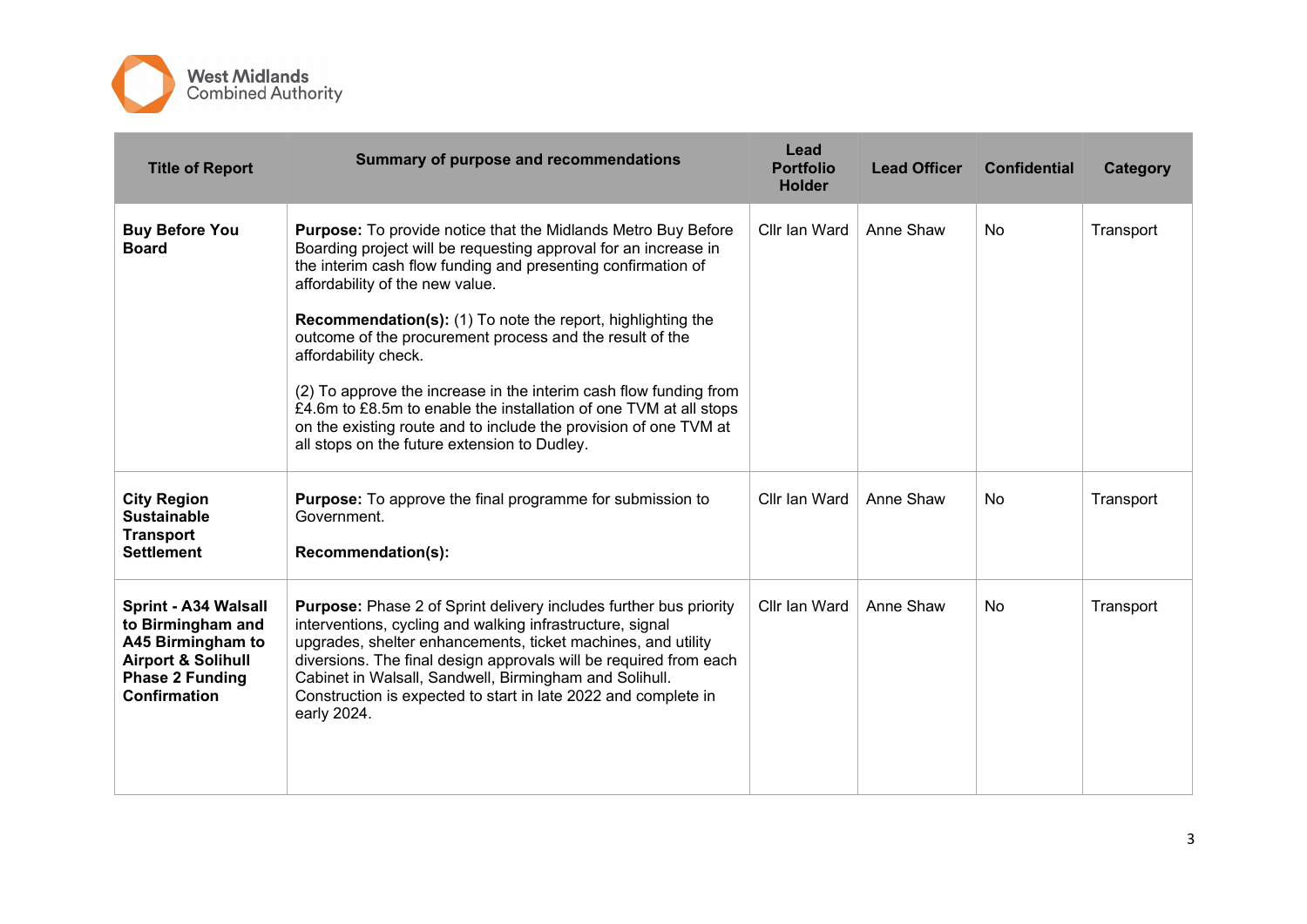| Title of Report | Summary of purpose and recommendations | Lead Portfolio Holder | Lead Officer | Confidential | Category |
|---|---|---|---|---|---|
| **Buy Before You Board** | **Purpose:** To provide notice that the Midlands Metro Buy Before Boarding project will be requesting approval for an increase in the interim cash flow funding and presenting confirmation of affordability of the new value.<br><br>**Recommendation(s):** (1) To note the report, highlighting the outcome of the procurement process and the result of the affordability check.<br><br>(2) To approve the increase in the interim cash flow funding from £4.6m to £8.5m to enable the installation of one TVM at all stops on the existing route and to include the provision of one TVM at all stops on the future extension to Dudley. | Cllr Ian Ward | Anne Shaw | No | Transport |
| **City Region Sustainable Transport Settlement** | **Purpose:** To approve the final programme for submission to Government.<br><br>**Recommendation(s):** | Cllr Ian Ward | Anne Shaw | No | Transport |
| **Sprint - A34 Walsall to Birmingham and A45 Birmingham to Airport & Solihull Phase 2 Funding Confirmation** | **Purpose:** Phase 2 of Sprint delivery includes further bus priority interventions, cycling and walking infrastructure, signal upgrades, shelter enhancements, ticket machines, and utility diversions. The final design approvals will be required from each Cabinet in Walsall, Sandwell, Birmingham and Solihull. Construction is expected to start in late 2022 and complete in early 2024. | Cllr Ian Ward | Anne Shaw | No | Transport |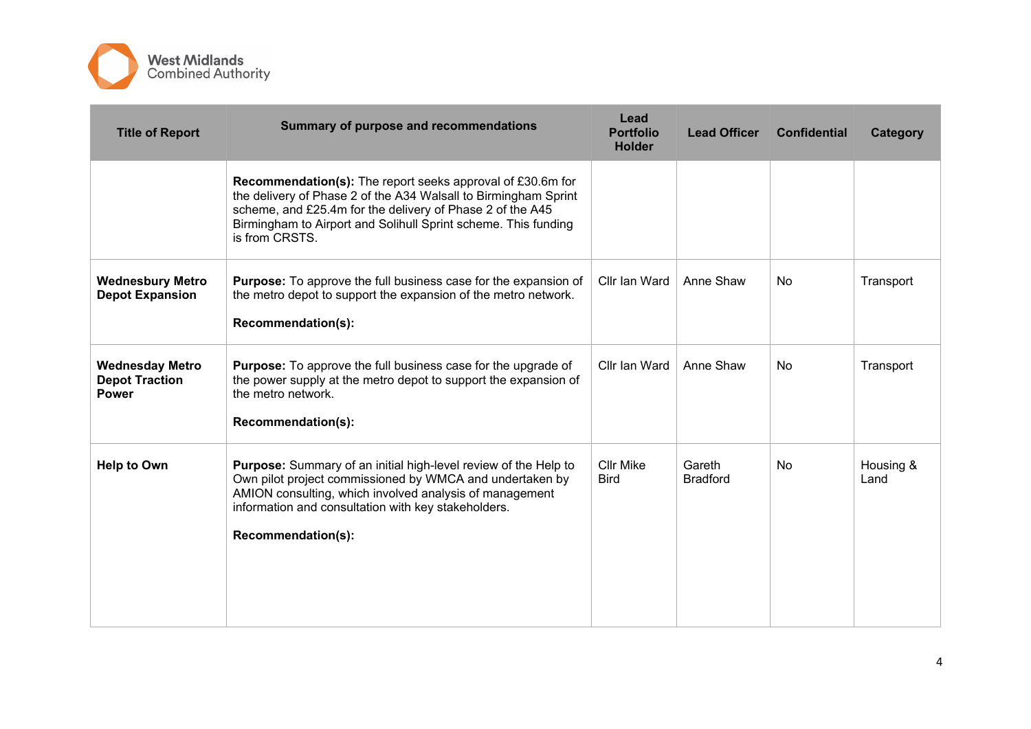| Title of Report | Summary of purpose and recommendations | Lead Portfolio Holder | Lead Officer | Confidential | Category |
|---|---|---|---|---|---|
| | **Recommendation(s):** The report seeks approval of £30.6m for the delivery of Phase 2 of the A34 Walsall to Birmingham Sprint scheme, and £25.4m for the delivery of Phase 2 of the A45 Birmingham to Airport and Solihull Sprint scheme. This funding is from CRSTS. | | | | |
| **Wednesbury Metro Depot Expansion** | **Purpose:** To approve the full business case for the expansion of the metro depot to support the expansion of the metro network.<br><br>**Recommendation(s):** | Cllr Ian Ward | Anne Shaw | No | Transport |
| **Wednesday Metro Depot Traction Power** | **Purpose:** To approve the full business case for the upgrade of the power supply at the metro depot to support the expansion of the metro network.<br><br>**Recommendation(s):** | Cllr Ian Ward | Anne Shaw | No | Transport |
| **Help to Own** | **Purpose:** Summary of an initial high-level review of the Help to Own pilot project commissioned by WMCA and undertaken by AMION consulting, which involved analysis of management information and consultation with key stakeholders.<br><br>**Recommendation(s):** | Cllr Mike Bird | Gareth Bradford | No | Housing & Land |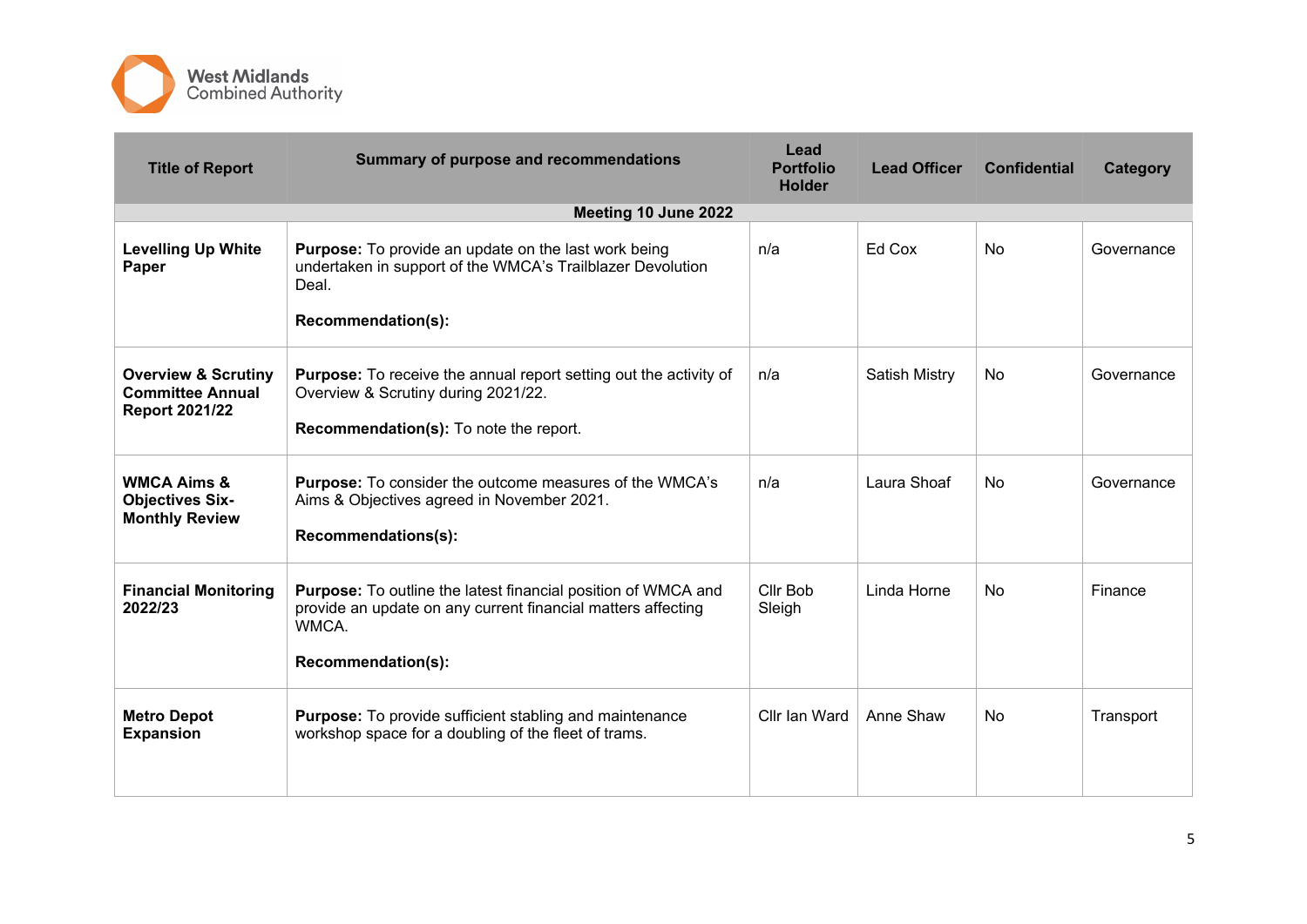| Title of Report | Summary of purpose and recommendations | Lead Portfolio Holder | Lead Officer | Confidential | Category |
|---|---|---|---|---|---|
| **Meeting 10 June 2022** | | | | | |
| **Levelling Up White Paper** | **Purpose:** To provide an update on the last work being undertaken in support of the WMCA's Trailblazer Devolution Deal.<br><br>**Recommendation(s):** | n/a | Ed Cox | No | Governance |
| **Overview & Scrutiny Committee Annual Report 2021/22** | **Purpose:** To receive the annual report setting out the activity of Overview & Scrutiny during 2021/22.<br><br>**Recommendation(s):** To note the report. | n/a | Satish Mistry | No | Governance |
| **WMCA Aims & Objectives Six-Monthly Review** | **Purpose:** To consider the outcome measures of the WMCA's Aims & Objectives agreed in November 2021.<br><br>**Recommendations(s):** | n/a | Laura Shoaf | No | Governance |
| **Financial Monitoring 2022/23** | **Purpose:** To outline the latest financial position of WMCA and provide an update on any current financial matters affecting WMCA.<br><br>**Recommendation(s):** | Cllr Bob Sleigh | Linda Horne | No | Finance |
| **Metro Depot Expansion** | **Purpose:** To provide sufficient stabling and maintenance workshop space for a doubling of the fleet of trams. | Cllr Ian Ward | Anne Shaw | No | Transport |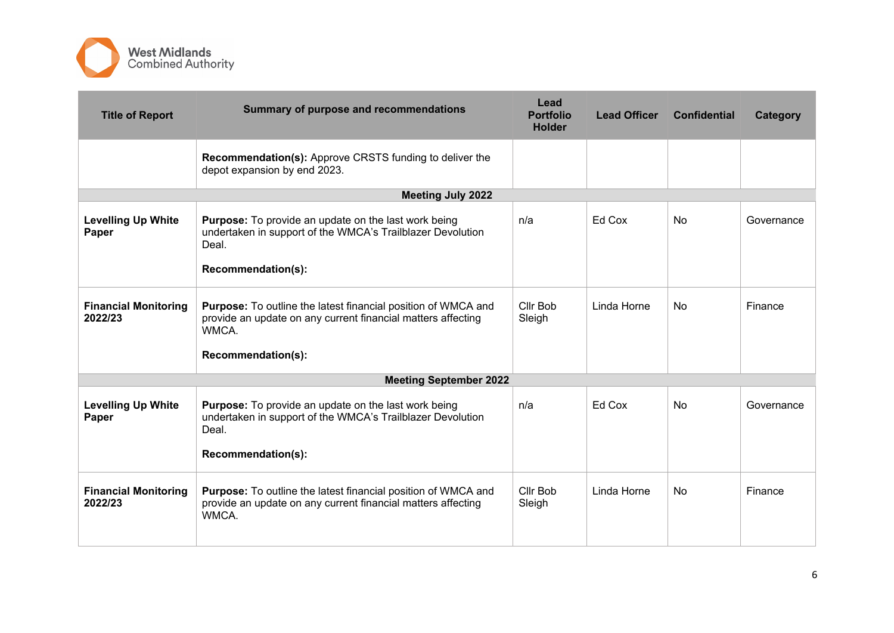| Title of Report | Summary of purpose and recommendations | Lead Portfolio Holder | Lead Officer | Confidential | Category |
|---|---|---|---|---|---|
| | **Recommendation(s):** Approve CRSTS funding to deliver the depot expansion by end 2023. | | | | |
| **Meeting July 2022** | | | | | |
| **Levelling Up White Paper** | **Purpose:** To provide an update on the last work being undertaken in support of the WMCA's Trailblazer Devolution Deal.<br><br>**Recommendation(s):** | n/a | Ed Cox | No | Governance |
| **Financial Monitoring 2022/23** | **Purpose:** To outline the latest financial position of WMCA and provide an update on any current financial matters affecting WMCA.<br><br>**Recommendation(s):** | Cllr Bob Sleigh | Linda Horne | No | Finance |
| **Meeting September 2022** | | | | | |
| **Levelling Up White Paper** | **Purpose:** To provide an update on the last work being undertaken in support of the WMCA's Trailblazer Devolution Deal.<br><br>**Recommendation(s):** | n/a | Ed Cox | No | Governance |
| **Financial Monitoring 2022/23** | **Purpose:** To outline the latest financial position of WMCA and provide an update on any current financial matters affecting WMCA. | Cllr Bob Sleigh | Linda Horne | No | Finance |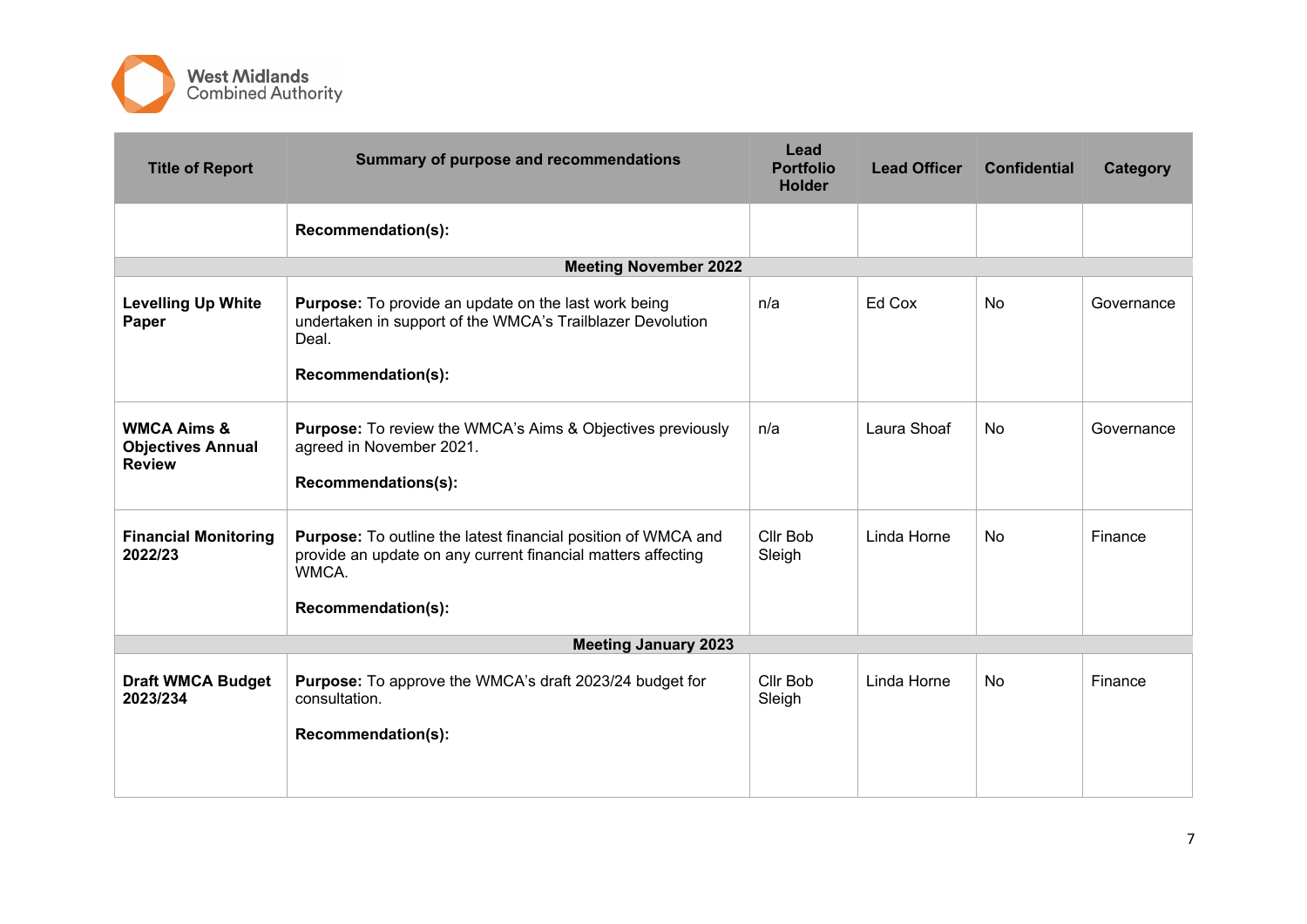| Title of Report | Summary of purpose and recommendations | Lead Portfolio Holder | Lead Officer | Confidential | Category |
|---|---|---|---|---|---|
| | **Recommendation(s):** | | | | |
| **Meeting November 2022** | | | | | |
| **Levelling Up White Paper** | **Purpose:** To provide an update on the last work being undertaken in support of the WMCA's Trailblazer Devolution Deal.<br><br>**Recommendation(s):** | n/a | Ed Cox | No | Governance |
| **WMCA Aims & Objectives Annual Review** | **Purpose:** To review the WMCA's Aims & Objectives previously agreed in November 2021.<br><br>**Recommendations(s):** | n/a | Laura Shoaf | No | Governance |
| **Financial Monitoring 2022/23** | **Purpose:** To outline the latest financial position of WMCA and provide an update on any current financial matters affecting WMCA.<br><br>**Recommendation(s):** | Cllr Bob Sleigh | Linda Horne | No | Finance |
| **Meeting January 2023** | | | | | |
| **Draft WMCA Budget 2023/234** | **Purpose:** To approve the WMCA's draft 2023/24 budget for consultation.<br><br>**Recommendation(s):** | Cllr Bob Sleigh | Linda Horne | No | Finance |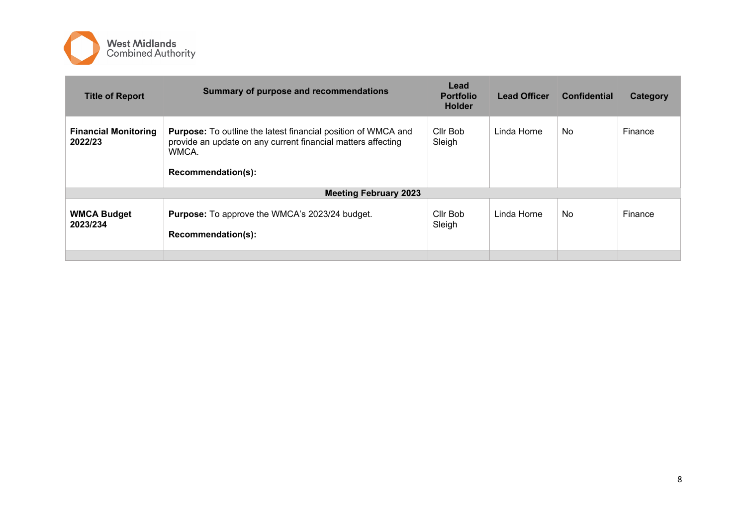West Midlands Combined Authority

| Title of Report | Summary of purpose and recommendations | Lead Portfolio Holder | Lead Officer | Confidential | Category |
|---|---|---|---|---|---|
| **Financial Monitoring 2022/23** | **Purpose:** To outline the latest financial position of WMCA and provide an update on any current financial matters affecting WMCA.<br><br>**Recommendation(s):** | Cllr Bob Sleigh | Linda Horne | No | Finance |
| **Meeting February 2023** | | | | | |
| **WMCA Budget 2023/234** | **Purpose:** To approve the WMCA's 2023/24 budget.<br><br>**Recommendation(s):** | Cllr Bob Sleigh | Linda Horne | No | Finance |
| | | | | | |